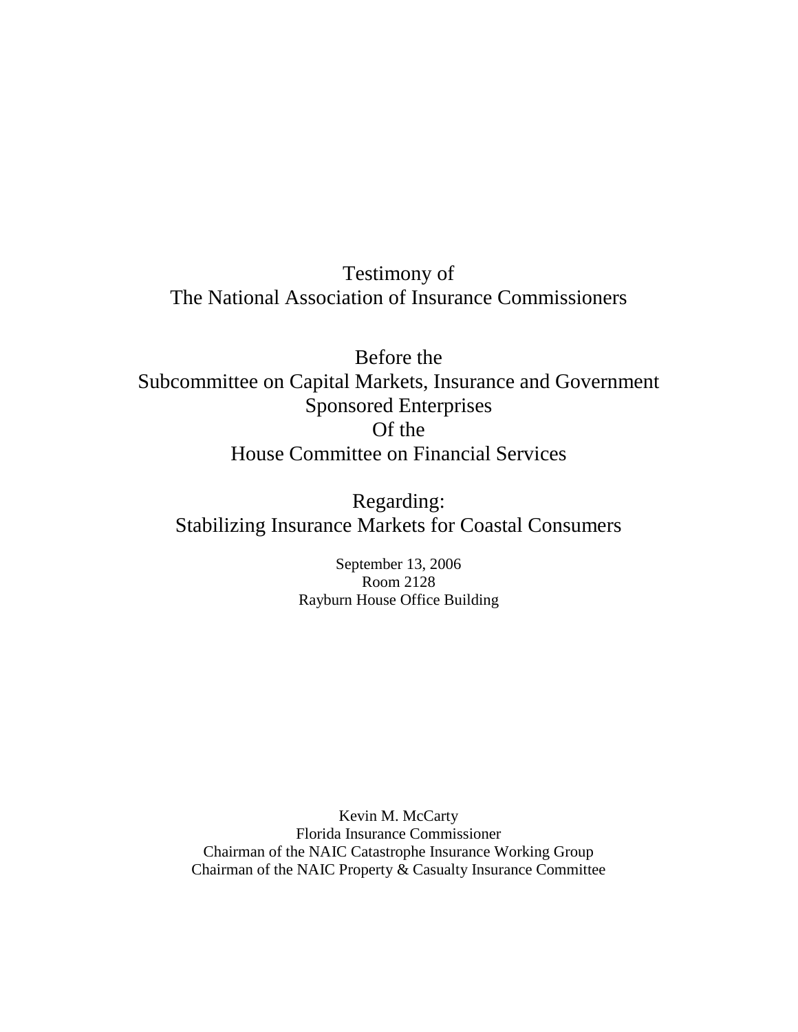Testimony of
The National Association of Insurance Commissioners

Before the
Subcommittee on Capital Markets, Insurance and Government Sponsored Enterprises
Of the
House Committee on Financial Services

Regarding:
Stabilizing Insurance Markets for Coastal Consumers

September 13, 2006
Room 2128
Rayburn House Office Building

Kevin M. McCarty
Florida Insurance Commissioner
Chairman of the NAIC Catastrophe Insurance Working Group
Chairman of the NAIC Property & Casualty Insurance Committee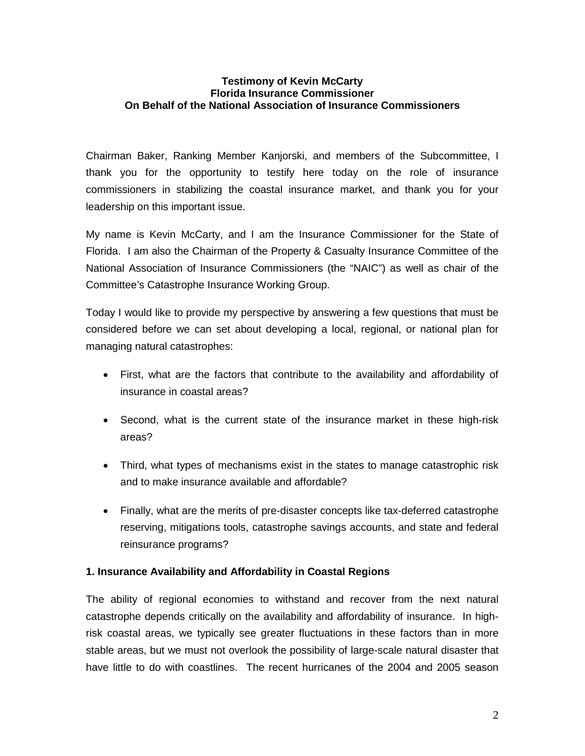**Testimony of Kevin McCarty**
**Florida Insurance Commissioner**
**On Behalf of the National Association of Insurance Commissioners**

Chairman Baker, Ranking Member Kanjorski, and members of the Subcommittee, I thank you for the opportunity to testify here today on the role of insurance commissioners in stabilizing the coastal insurance market, and thank you for your leadership on this important issue.

My name is Kevin McCarty, and I am the Insurance Commissioner for the State of Florida. I am also the Chairman of the Property & Casualty Insurance Committee of the National Association of Insurance Commissioners (the "NAIC") as well as chair of the Committee's Catastrophe Insurance Working Group.

Today I would like to provide my perspective by answering a few questions that must be considered before we can set about developing a local, regional, or national plan for managing natural catastrophes:

- First, what are the factors that contribute to the availability and affordability of insurance in coastal areas?
- Second, what is the current state of the insurance market in these high-risk areas?
- Third, what types of mechanisms exist in the states to manage catastrophic risk and to make insurance available and affordable?
- Finally, what are the merits of pre-disaster concepts like tax-deferred catastrophe reserving, mitigations tools, catastrophe savings accounts, and state and federal reinsurance programs?

**1. Insurance Availability and Affordability in Coastal Regions**

The ability of regional economies to withstand and recover from the next natural catastrophe depends critically on the availability and affordability of insurance. In high-risk coastal areas, we typically see greater fluctuations in these factors than in more stable areas, but we must not overlook the possibility of large-scale natural disaster that have little to do with coastlines. The recent hurricanes of the 2004 and 2005 season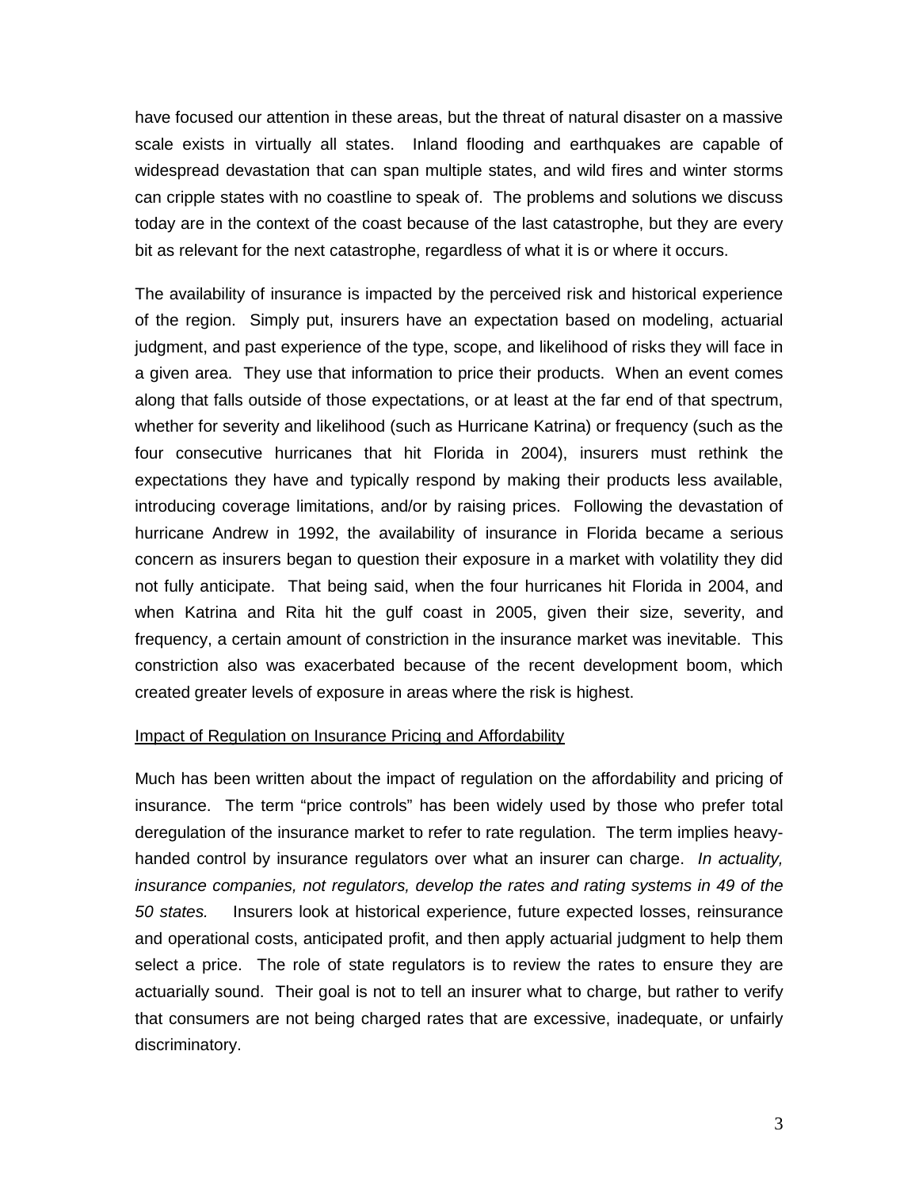have focused our attention in these areas, but the threat of natural disaster on a massive scale exists in virtually all states. Inland flooding and earthquakes are capable of widespread devastation that can span multiple states, and wild fires and winter storms can cripple states with no coastline to speak of. The problems and solutions we discuss today are in the context of the coast because of the last catastrophe, but they are every bit as relevant for the next catastrophe, regardless of what it is or where it occurs.

The availability of insurance is impacted by the perceived risk and historical experience of the region. Simply put, insurers have an expectation based on modeling, actuarial judgment, and past experience of the type, scope, and likelihood of risks they will face in a given area. They use that information to price their products. When an event comes along that falls outside of those expectations, or at least at the far end of that spectrum, whether for severity and likelihood (such as Hurricane Katrina) or frequency (such as the four consecutive hurricanes that hit Florida in 2004), insurers must rethink the expectations they have and typically respond by making their products less available, introducing coverage limitations, and/or by raising prices. Following the devastation of hurricane Andrew in 1992, the availability of insurance in Florida became a serious concern as insurers began to question their exposure in a market with volatility they did not fully anticipate. That being said, when the four hurricanes hit Florida in 2004, and when Katrina and Rita hit the gulf coast in 2005, given their size, severity, and frequency, a certain amount of constriction in the insurance market was inevitable. This constriction also was exacerbated because of the recent development boom, which created greater levels of exposure in areas where the risk is highest.

<u>Impact of Regulation on Insurance Pricing and Affordability</u>

Much has been written about the impact of regulation on the affordability and pricing of insurance. The term "price controls" has been widely used by those who prefer total deregulation of the insurance market to refer to rate regulation. The term implies heavy-handed control by insurance regulators over what an insurer can charge. *In actuality, insurance companies, not regulators, develop the rates and rating systems in 49 of the 50 states.* Insurers look at historical experience, future expected losses, reinsurance and operational costs, anticipated profit, and then apply actuarial judgment to help them select a price. The role of state regulators is to review the rates to ensure they are actuarially sound. Their goal is not to tell an insurer what to charge, but rather to verify that consumers are not being charged rates that are excessive, inadequate, or unfairly discriminatory.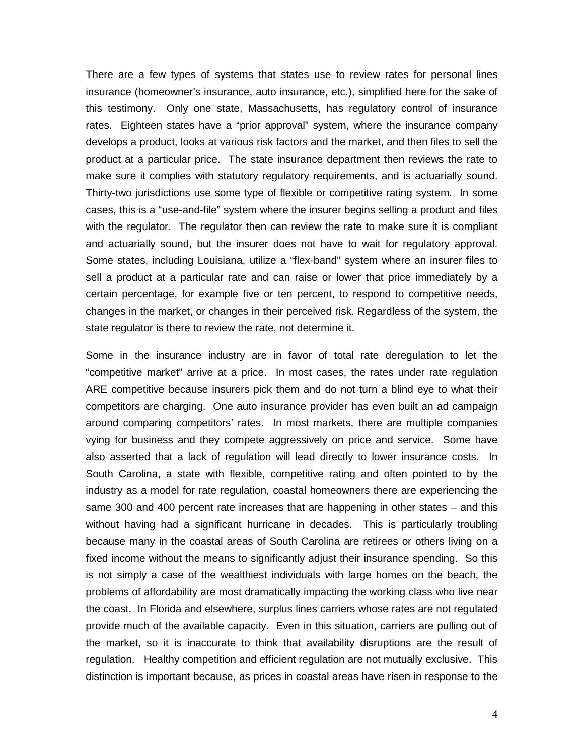There are a few types of systems that states use to review rates for personal lines insurance (homeowner's insurance, auto insurance, etc.), simplified here for the sake of this testimony. Only one state, Massachusetts, has regulatory control of insurance rates. Eighteen states have a "prior approval" system, where the insurance company develops a product, looks at various risk factors and the market, and then files to sell the product at a particular price. The state insurance department then reviews the rate to make sure it complies with statutory regulatory requirements, and is actuarially sound. Thirty-two jurisdictions use some type of flexible or competitive rating system. In some cases, this is a "use-and-file" system where the insurer begins selling a product and files with the regulator. The regulator then can review the rate to make sure it is compliant and actuarially sound, but the insurer does not have to wait for regulatory approval. Some states, including Louisiana, utilize a "flex-band" system where an insurer files to sell a product at a particular rate and can raise or lower that price immediately by a certain percentage, for example five or ten percent, to respond to competitive needs, changes in the market, or changes in their perceived risk. Regardless of the system, the state regulator is there to review the rate, not determine it.

Some in the insurance industry are in favor of total rate deregulation to let the "competitive market" arrive at a price. In most cases, the rates under rate regulation ARE competitive because insurers pick them and do not turn a blind eye to what their competitors are charging. One auto insurance provider has even built an ad campaign around comparing competitors' rates. In most markets, there are multiple companies vying for business and they compete aggressively on price and service. Some have also asserted that a lack of regulation will lead directly to lower insurance costs. In South Carolina, a state with flexible, competitive rating and often pointed to by the industry as a model for rate regulation, coastal homeowners there are experiencing the same 300 and 400 percent rate increases that are happening in other states – and this without having had a significant hurricane in decades. This is particularly troubling because many in the coastal areas of South Carolina are retirees or others living on a fixed income without the means to significantly adjust their insurance spending. So this is not simply a case of the wealthiest individuals with large homes on the beach, the problems of affordability are most dramatically impacting the working class who live near the coast. In Florida and elsewhere, surplus lines carriers whose rates are not regulated provide much of the available capacity. Even in this situation, carriers are pulling out of the market, so it is inaccurate to think that availability disruptions are the result of regulation. Healthy competition and efficient regulation are not mutually exclusive. This distinction is important because, as prices in coastal areas have risen in response to the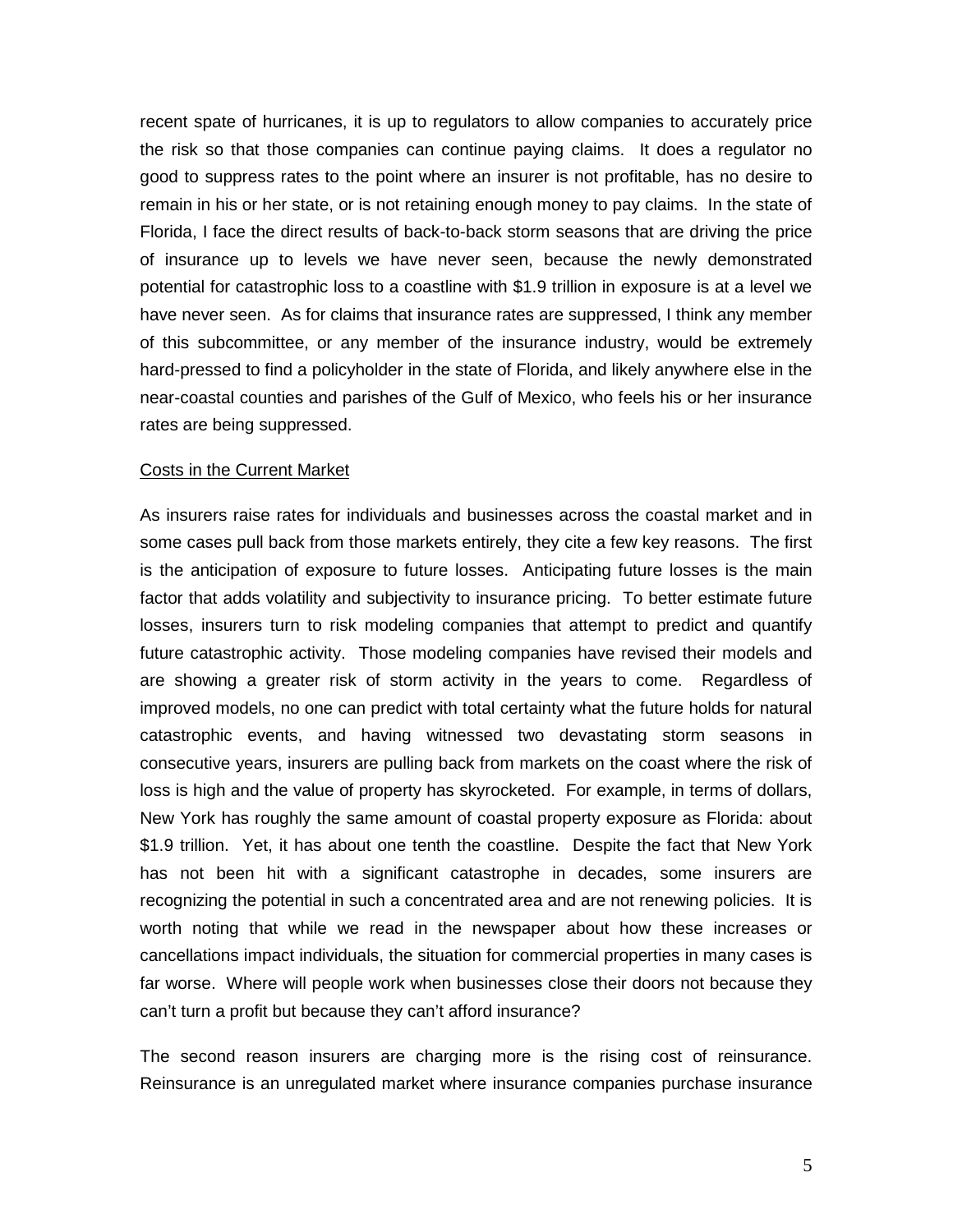recent spate of hurricanes, it is up to regulators to allow companies to accurately price the risk so that those companies can continue paying claims. It does a regulator no good to suppress rates to the point where an insurer is not profitable, has no desire to remain in his or her state, or is not retaining enough money to pay claims. In the state of Florida, I face the direct results of back-to-back storm seasons that are driving the price of insurance up to levels we have never seen, because the newly demonstrated potential for catastrophic loss to a coastline with $1.9 trillion in exposure is at a level we have never seen. As for claims that insurance rates are suppressed, I think any member of this subcommittee, or any member of the insurance industry, would be extremely hard-pressed to find a policyholder in the state of Florida, and likely anywhere else in the near-coastal counties and parishes of the Gulf of Mexico, who feels his or her insurance rates are being suppressed.

<u>Costs in the Current Market</u>

As insurers raise rates for individuals and businesses across the coastal market and in some cases pull back from those markets entirely, they cite a few key reasons. The first is the anticipation of exposure to future losses. Anticipating future losses is the main factor that adds volatility and subjectivity to insurance pricing. To better estimate future losses, insurers turn to risk modeling companies that attempt to predict and quantify future catastrophic activity. Those modeling companies have revised their models and are showing a greater risk of storm activity in the years to come. Regardless of improved models, no one can predict with total certainty what the future holds for natural catastrophic events, and having witnessed two devastating storm seasons in consecutive years, insurers are pulling back from markets on the coast where the risk of loss is high and the value of property has skyrocketed. For example, in terms of dollars, New York has roughly the same amount of coastal property exposure as Florida: about $1.9 trillion. Yet, it has about one tenth the coastline. Despite the fact that New York has not been hit with a significant catastrophe in decades, some insurers are recognizing the potential in such a concentrated area and are not renewing policies. It is worth noting that while we read in the newspaper about how these increases or cancellations impact individuals, the situation for commercial properties in many cases is far worse. Where will people work when businesses close their doors not because they can't turn a profit but because they can't afford insurance?

The second reason insurers are charging more is the rising cost of reinsurance. Reinsurance is an unregulated market where insurance companies purchase insurance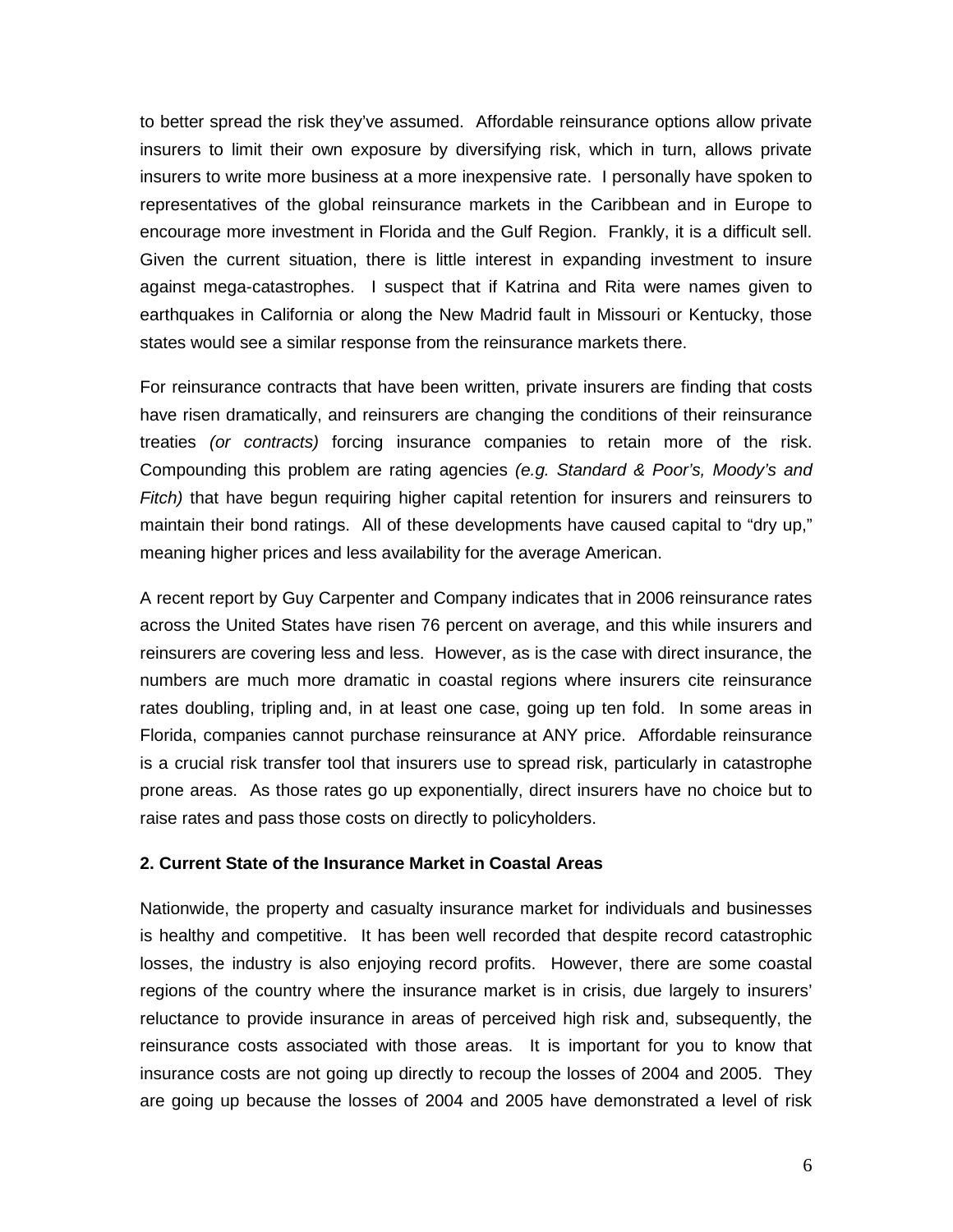to better spread the risk they've assumed. Affordable reinsurance options allow private insurers to limit their own exposure by diversifying risk, which in turn, allows private insurers to write more business at a more inexpensive rate. I personally have spoken to representatives of the global reinsurance markets in the Caribbean and in Europe to encourage more investment in Florida and the Gulf Region. Frankly, it is a difficult sell. Given the current situation, there is little interest in expanding investment to insure against mega-catastrophes. I suspect that if Katrina and Rita were names given to earthquakes in California or along the New Madrid fault in Missouri or Kentucky, those states would see a similar response from the reinsurance markets there.

For reinsurance contracts that have been written, private insurers are finding that costs have risen dramatically, and reinsurers are changing the conditions of their reinsurance treaties *(or contracts)* forcing insurance companies to retain more of the risk. Compounding this problem are rating agencies *(e.g. Standard & Poor's, Moody's and Fitch)* that have begun requiring higher capital retention for insurers and reinsurers to maintain their bond ratings. All of these developments have caused capital to "dry up," meaning higher prices and less availability for the average American.

A recent report by Guy Carpenter and Company indicates that in 2006 reinsurance rates across the United States have risen 76 percent on average, and this while insurers and reinsurers are covering less and less. However, as is the case with direct insurance, the numbers are much more dramatic in coastal regions where insurers cite reinsurance rates doubling, tripling and, in at least one case, going up ten fold. In some areas in Florida, companies cannot purchase reinsurance at ANY price. Affordable reinsurance is a crucial risk transfer tool that insurers use to spread risk, particularly in catastrophe prone areas. As those rates go up exponentially, direct insurers have no choice but to raise rates and pass those costs on directly to policyholders.

**2. Current State of the Insurance Market in Coastal Areas**

Nationwide, the property and casualty insurance market for individuals and businesses is healthy and competitive. It has been well recorded that despite record catastrophic losses, the industry is also enjoying record profits. However, there are some coastal regions of the country where the insurance market is in crisis, due largely to insurers' reluctance to provide insurance in areas of perceived high risk and, subsequently, the reinsurance costs associated with those areas. It is important for you to know that insurance costs are not going up directly to recoup the losses of 2004 and 2005. They are going up because the losses of 2004 and 2005 have demonstrated a level of risk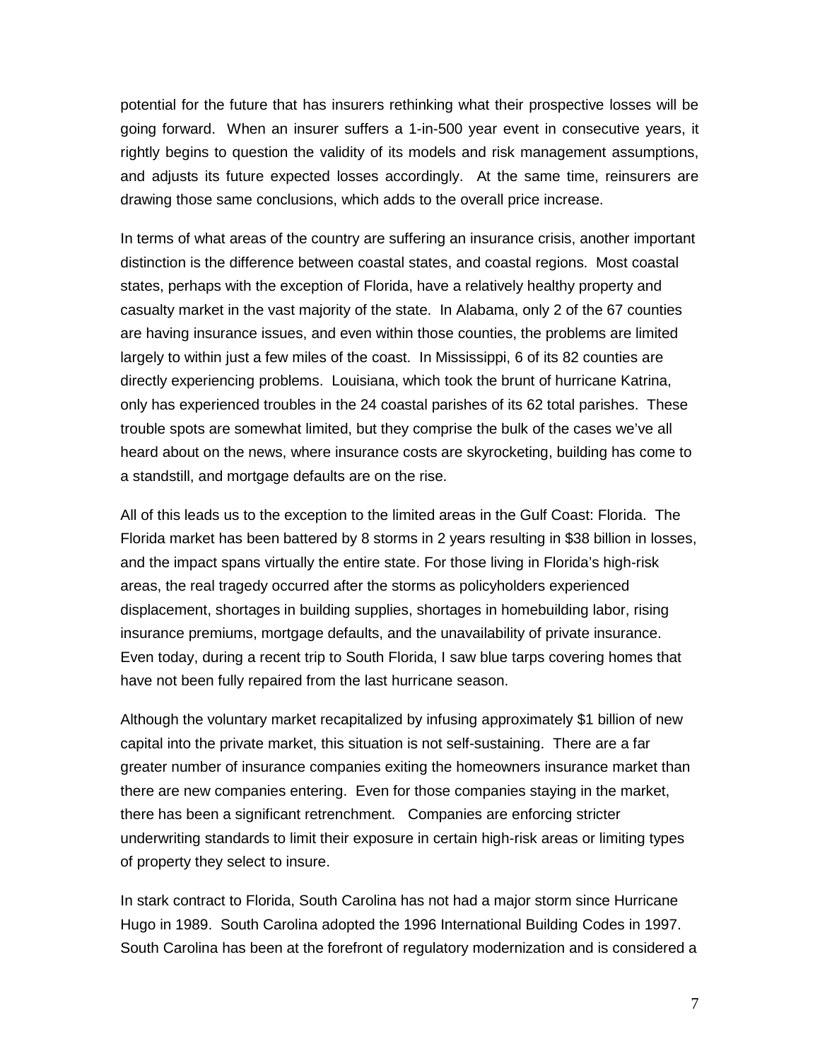potential for the future that has insurers rethinking what their prospective losses will be going forward. When an insurer suffers a 1-in-500 year event in consecutive years, it rightly begins to question the validity of its models and risk management assumptions, and adjusts its future expected losses accordingly. At the same time, reinsurers are drawing those same conclusions, which adds to the overall price increase.

In terms of what areas of the country are suffering an insurance crisis, another important distinction is the difference between coastal states, and coastal regions. Most coastal states, perhaps with the exception of Florida, have a relatively healthy property and casualty market in the vast majority of the state. In Alabama, only 2 of the 67 counties are having insurance issues, and even within those counties, the problems are limited largely to within just a few miles of the coast. In Mississippi, 6 of its 82 counties are directly experiencing problems. Louisiana, which took the brunt of hurricane Katrina, only has experienced troubles in the 24 coastal parishes of its 62 total parishes. These trouble spots are somewhat limited, but they comprise the bulk of the cases we've all heard about on the news, where insurance costs are skyrocketing, building has come to a standstill, and mortgage defaults are on the rise.

All of this leads us to the exception to the limited areas in the Gulf Coast: Florida. The Florida market has been battered by 8 storms in 2 years resulting in $38 billion in losses, and the impact spans virtually the entire state. For those living in Florida's high-risk areas, the real tragedy occurred after the storms as policyholders experienced displacement, shortages in building supplies, shortages in homebuilding labor, rising insurance premiums, mortgage defaults, and the unavailability of private insurance. Even today, during a recent trip to South Florida, I saw blue tarps covering homes that have not been fully repaired from the last hurricane season.

Although the voluntary market recapitalized by infusing approximately $1 billion of new capital into the private market, this situation is not self-sustaining. There are a far greater number of insurance companies exiting the homeowners insurance market than there are new companies entering. Even for those companies staying in the market, there has been a significant retrenchment. Companies are enforcing stricter underwriting standards to limit their exposure in certain high-risk areas or limiting types of property they select to insure.

In stark contract to Florida, South Carolina has not had a major storm since Hurricane Hugo in 1989. South Carolina adopted the 1996 International Building Codes in 1997. South Carolina has been at the forefront of regulatory modernization and is considered a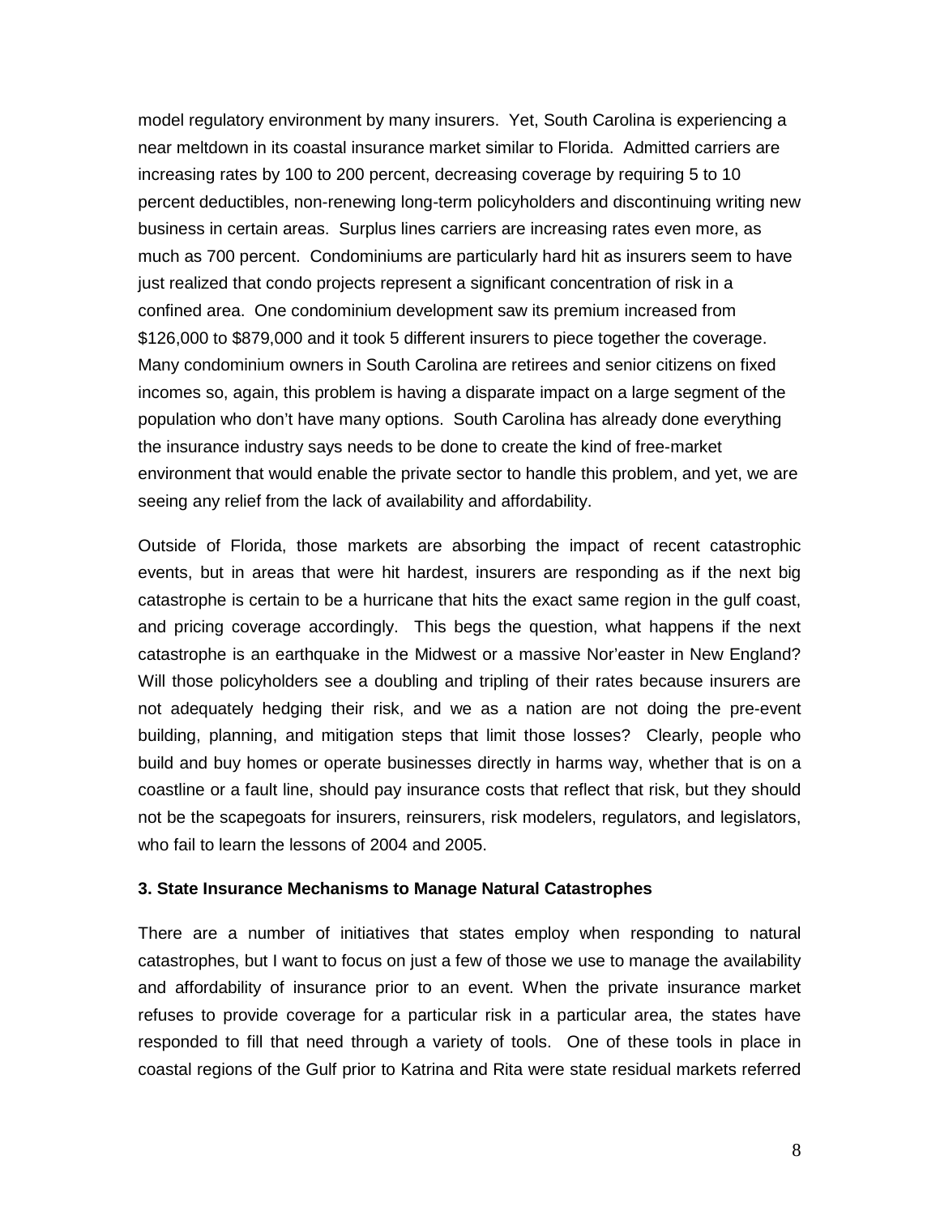model regulatory environment by many insurers. Yet, South Carolina is experiencing a near meltdown in its coastal insurance market similar to Florida. Admitted carriers are increasing rates by 100 to 200 percent, decreasing coverage by requiring 5 to 10 percent deductibles, non-renewing long-term policyholders and discontinuing writing new business in certain areas. Surplus lines carriers are increasing rates even more, as much as 700 percent. Condominiums are particularly hard hit as insurers seem to have just realized that condo projects represent a significant concentration of risk in a confined area. One condominium development saw its premium increased from $126,000 to $879,000 and it took 5 different insurers to piece together the coverage. Many condominium owners in South Carolina are retirees and senior citizens on fixed incomes so, again, this problem is having a disparate impact on a large segment of the population who don't have many options. South Carolina has already done everything the insurance industry says needs to be done to create the kind of free-market environment that would enable the private sector to handle this problem, and yet, we are seeing any relief from the lack of availability and affordability.

Outside of Florida, those markets are absorbing the impact of recent catastrophic events, but in areas that were hit hardest, insurers are responding as if the next big catastrophe is certain to be a hurricane that hits the exact same region in the gulf coast, and pricing coverage accordingly. This begs the question, what happens if the next catastrophe is an earthquake in the Midwest or a massive Nor'easter in New England? Will those policyholders see a doubling and tripling of their rates because insurers are not adequately hedging their risk, and we as a nation are not doing the pre-event building, planning, and mitigation steps that limit those losses? Clearly, people who build and buy homes or operate businesses directly in harms way, whether that is on a coastline or a fault line, should pay insurance costs that reflect that risk, but they should not be the scapegoats for insurers, reinsurers, risk modelers, regulators, and legislators, who fail to learn the lessons of 2004 and 2005.

**3. State Insurance Mechanisms to Manage Natural Catastrophes**

There are a number of initiatives that states employ when responding to natural catastrophes, but I want to focus on just a few of those we use to manage the availability and affordability of insurance prior to an event. When the private insurance market refuses to provide coverage for a particular risk in a particular area, the states have responded to fill that need through a variety of tools. One of these tools in place in coastal regions of the Gulf prior to Katrina and Rita were state residual markets referred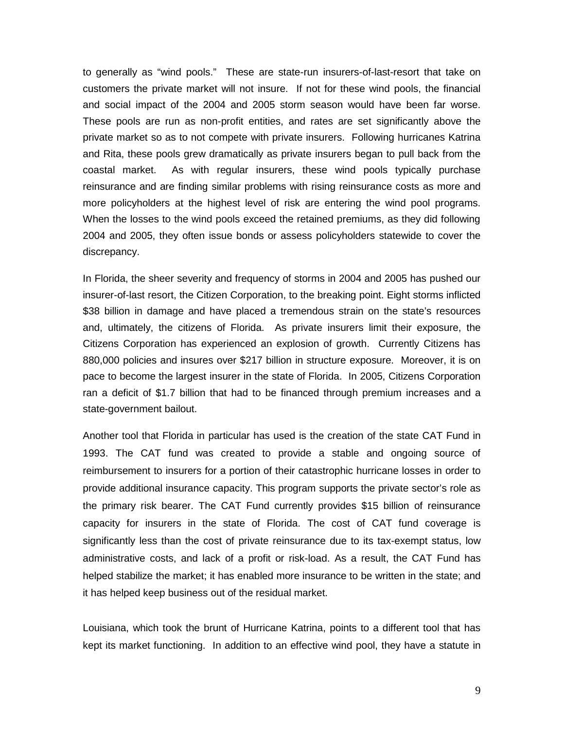to generally as "wind pools." These are state-run insurers-of-last-resort that take on customers the private market will not insure. If not for these wind pools, the financial and social impact of the 2004 and 2005 storm season would have been far worse. These pools are run as non-profit entities, and rates are set significantly above the private market so as to not compete with private insurers. Following hurricanes Katrina and Rita, these pools grew dramatically as private insurers began to pull back from the coastal market. As with regular insurers, these wind pools typically purchase reinsurance and are finding similar problems with rising reinsurance costs as more and more policyholders at the highest level of risk are entering the wind pool programs. When the losses to the wind pools exceed the retained premiums, as they did following 2004 and 2005, they often issue bonds or assess policyholders statewide to cover the discrepancy.

In Florida, the sheer severity and frequency of storms in 2004 and 2005 has pushed our insurer-of-last resort, the Citizen Corporation, to the breaking point. Eight storms inflicted $38 billion in damage and have placed a tremendous strain on the state's resources and, ultimately, the citizens of Florida. As private insurers limit their exposure, the Citizens Corporation has experienced an explosion of growth. Currently Citizens has 880,000 policies and insures over $217 billion in structure exposure. Moreover, it is on pace to become the largest insurer in the state of Florida. In 2005, Citizens Corporation ran a deficit of $1.7 billion that had to be financed through premium increases and a state-government bailout.

Another tool that Florida in particular has used is the creation of the state CAT Fund in 1993. The CAT fund was created to provide a stable and ongoing source of reimbursement to insurers for a portion of their catastrophic hurricane losses in order to provide additional insurance capacity. This program supports the private sector's role as the primary risk bearer. The CAT Fund currently provides $15 billion of reinsurance capacity for insurers in the state of Florida. The cost of CAT fund coverage is significantly less than the cost of private reinsurance due to its tax-exempt status, low administrative costs, and lack of a profit or risk-load. As a result, the CAT Fund has helped stabilize the market; it has enabled more insurance to be written in the state; and it has helped keep business out of the residual market.

Louisiana, which took the brunt of Hurricane Katrina, points to a different tool that has kept its market functioning. In addition to an effective wind pool, they have a statute in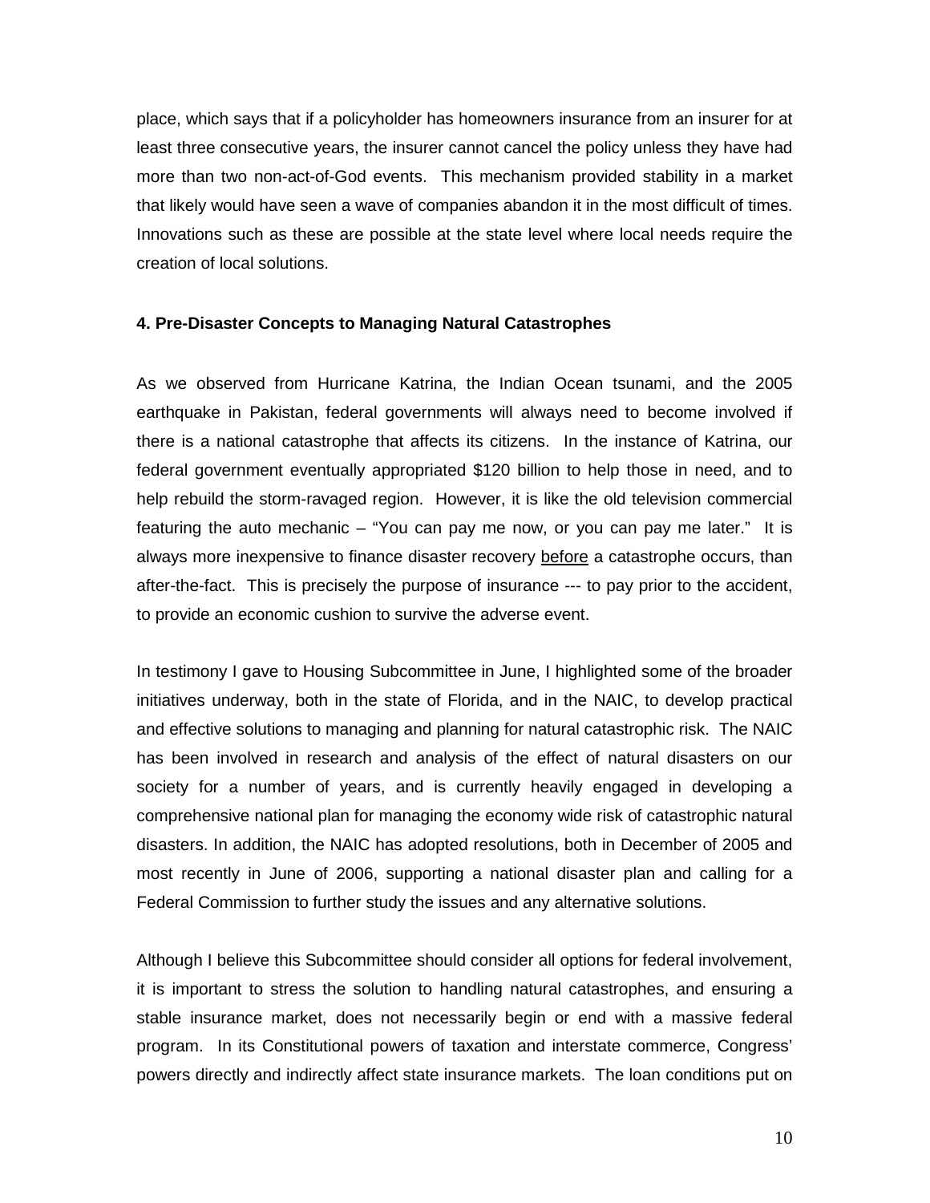place, which says that if a policyholder has homeowners insurance from an insurer for at least three consecutive years, the insurer cannot cancel the policy unless they have had more than two non-act-of-God events. This mechanism provided stability in a market that likely would have seen a wave of companies abandon it in the most difficult of times. Innovations such as these are possible at the state level where local needs require the creation of local solutions.

**4. Pre-Disaster Concepts to Managing Natural Catastrophes**

As we observed from Hurricane Katrina, the Indian Ocean tsunami, and the 2005 earthquake in Pakistan, federal governments will always need to become involved if there is a national catastrophe that affects its citizens. In the instance of Katrina, our federal government eventually appropriated $120 billion to help those in need, and to help rebuild the storm-ravaged region. However, it is like the old television commercial featuring the auto mechanic – "You can pay me now, or you can pay me later." It is always more inexpensive to finance disaster recovery before a catastrophe occurs, than after-the-fact. This is precisely the purpose of insurance --- to pay prior to the accident, to provide an economic cushion to survive the adverse event.

In testimony I gave to Housing Subcommittee in June, I highlighted some of the broader initiatives underway, both in the state of Florida, and in the NAIC, to develop practical and effective solutions to managing and planning for natural catastrophic risk. The NAIC has been involved in research and analysis of the effect of natural disasters on our society for a number of years, and is currently heavily engaged in developing a comprehensive national plan for managing the economy wide risk of catastrophic natural disasters. In addition, the NAIC has adopted resolutions, both in December of 2005 and most recently in June of 2006, supporting a national disaster plan and calling for a Federal Commission to further study the issues and any alternative solutions.

Although I believe this Subcommittee should consider all options for federal involvement, it is important to stress the solution to handling natural catastrophes, and ensuring a stable insurance market, does not necessarily begin or end with a massive federal program. In its Constitutional powers of taxation and interstate commerce, Congress' powers directly and indirectly affect state insurance markets. The loan conditions put on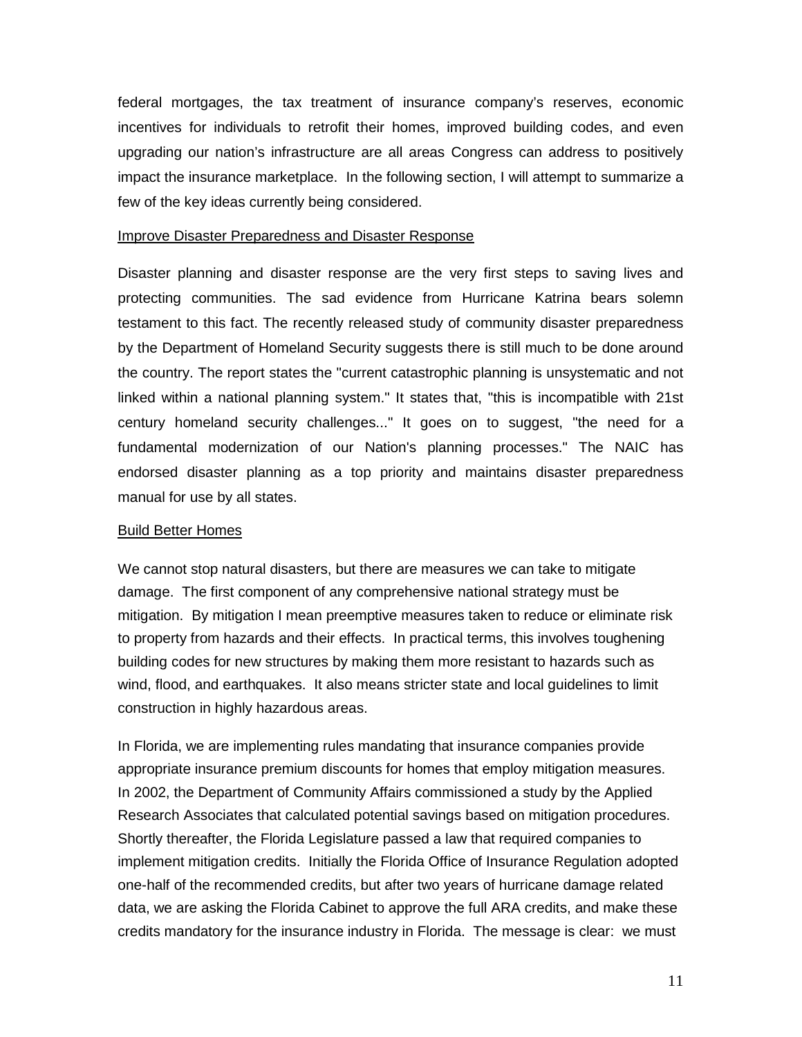federal mortgages, the tax treatment of insurance company's reserves, economic incentives for individuals to retrofit their homes, improved building codes, and even upgrading our nation's infrastructure are all areas Congress can address to positively impact the insurance marketplace. In the following section, I will attempt to summarize a few of the key ideas currently being considered.

## Improve Disaster Preparedness and Disaster Response

Disaster planning and disaster response are the very first steps to saving lives and protecting communities. The sad evidence from Hurricane Katrina bears solemn testament to this fact. The recently released study of community disaster preparedness by the Department of Homeland Security suggests there is still much to be done around the country. The report states the "current catastrophic planning is unsystematic and not linked within a national planning system." It states that, "this is incompatible with 21st century homeland security challenges..." It goes on to suggest, "the need for a fundamental modernization of our Nation's planning processes." The NAIC has endorsed disaster planning as a top priority and maintains disaster preparedness manual for use by all states.

## Build Better Homes

We cannot stop natural disasters, but there are measures we can take to mitigate damage. The first component of any comprehensive national strategy must be mitigation. By mitigation I mean preemptive measures taken to reduce or eliminate risk to property from hazards and their effects. In practical terms, this involves toughening building codes for new structures by making them more resistant to hazards such as wind, flood, and earthquakes. It also means stricter state and local guidelines to limit construction in highly hazardous areas.

In Florida, we are implementing rules mandating that insurance companies provide appropriate insurance premium discounts for homes that employ mitigation measures. In 2002, the Department of Community Affairs commissioned a study by the Applied Research Associates that calculated potential savings based on mitigation procedures. Shortly thereafter, the Florida Legislature passed a law that required companies to implement mitigation credits. Initially the Florida Office of Insurance Regulation adopted one-half of the recommended credits, but after two years of hurricane damage related data, we are asking the Florida Cabinet to approve the full ARA credits, and make these credits mandatory for the insurance industry in Florida. The message is clear: we must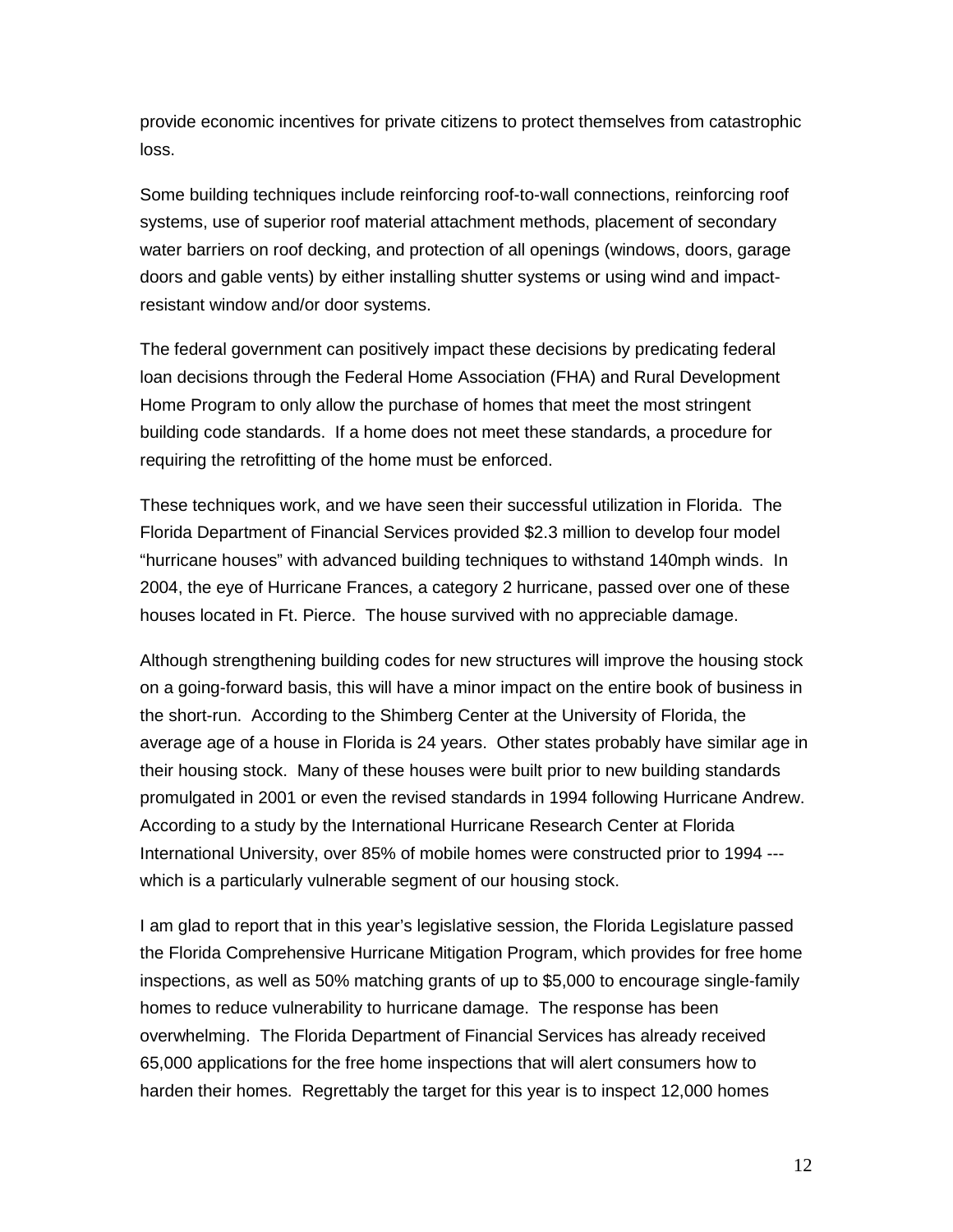provide economic incentives for private citizens to protect themselves from catastrophic loss.

Some building techniques include reinforcing roof-to-wall connections, reinforcing roof systems, use of superior roof material attachment methods, placement of secondary water barriers on roof decking, and protection of all openings (windows, doors, garage doors and gable vents) by either installing shutter systems or using wind and impact-resistant window and/or door systems.

The federal government can positively impact these decisions by predicating federal loan decisions through the Federal Home Association (FHA) and Rural Development Home Program to only allow the purchase of homes that meet the most stringent building code standards. If a home does not meet these standards, a procedure for requiring the retrofitting of the home must be enforced.

These techniques work, and we have seen their successful utilization in Florida. The Florida Department of Financial Services provided $2.3 million to develop four model "hurricane houses" with advanced building techniques to withstand 140mph winds. In 2004, the eye of Hurricane Frances, a category 2 hurricane, passed over one of these houses located in Ft. Pierce. The house survived with no appreciable damage.

Although strengthening building codes for new structures will improve the housing stock on a going-forward basis, this will have a minor impact on the entire book of business in the short-run. According to the Shimberg Center at the University of Florida, the average age of a house in Florida is 24 years. Other states probably have similar age in their housing stock. Many of these houses were built prior to new building standards promulgated in 2001 or even the revised standards in 1994 following Hurricane Andrew. According to a study by the International Hurricane Research Center at Florida International University, over 85% of mobile homes were constructed prior to 1994 --- which is a particularly vulnerable segment of our housing stock.

I am glad to report that in this year's legislative session, the Florida Legislature passed the Florida Comprehensive Hurricane Mitigation Program, which provides for free home inspections, as well as 50% matching grants of up to $5,000 to encourage single-family homes to reduce vulnerability to hurricane damage. The response has been overwhelming. The Florida Department of Financial Services has already received 65,000 applications for the free home inspections that will alert consumers how to harden their homes. Regrettably the target for this year is to inspect 12,000 homes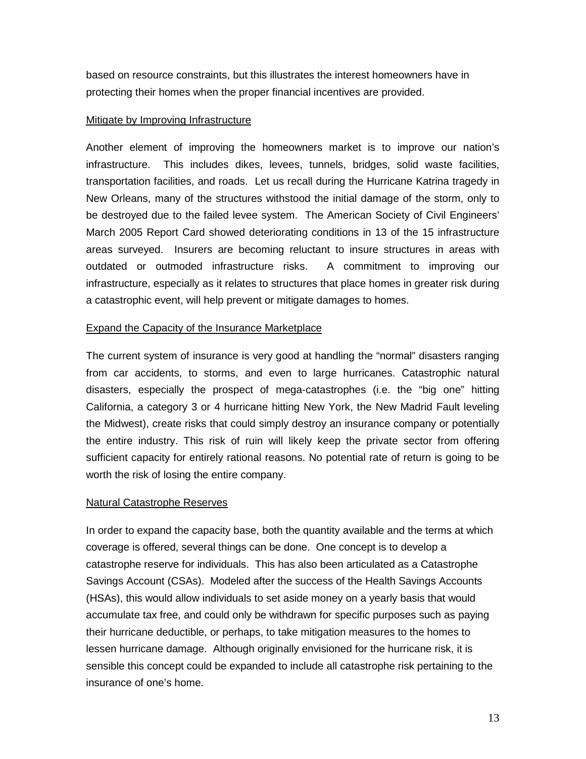based on resource constraints, but this illustrates the interest homeowners have in protecting their homes when the proper financial incentives are provided.

<u>Mitigate by Improving Infrastructure</u>

Another element of improving the homeowners market is to improve our nation's infrastructure. This includes dikes, levees, tunnels, bridges, solid waste facilities, transportation facilities, and roads. Let us recall during the Hurricane Katrina tragedy in New Orleans, many of the structures withstood the initial damage of the storm, only to be destroyed due to the failed levee system. The American Society of Civil Engineers' March 2005 Report Card showed deteriorating conditions in 13 of the 15 infrastructure areas surveyed. Insurers are becoming reluctant to insure structures in areas with outdated or outmoded infrastructure risks. A commitment to improving our infrastructure, especially as it relates to structures that place homes in greater risk during a catastrophic event, will help prevent or mitigate damages to homes.

<u>Expand the Capacity of the Insurance Marketplace</u>

The current system of insurance is very good at handling the "normal" disasters ranging from car accidents, to storms, and even to large hurricanes. Catastrophic natural disasters, especially the prospect of mega-catastrophes (i.e. the "big one" hitting California, a category 3 or 4 hurricane hitting New York, the New Madrid Fault leveling the Midwest), create risks that could simply destroy an insurance company or potentially the entire industry. This risk of ruin will likely keep the private sector from offering sufficient capacity for entirely rational reasons. No potential rate of return is going to be worth the risk of losing the entire company.

<u>Natural Catastrophe Reserves</u>

In order to expand the capacity base, both the quantity available and the terms at which coverage is offered, several things can be done. One concept is to develop a catastrophe reserve for individuals. This has also been articulated as a Catastrophe Savings Account (CSAs). Modeled after the success of the Health Savings Accounts (HSAs), this would allow individuals to set aside money on a yearly basis that would accumulate tax free, and could only be withdrawn for specific purposes such as paying their hurricane deductible, or perhaps, to take mitigation measures to the homes to lessen hurricane damage. Although originally envisioned for the hurricane risk, it is sensible this concept could be expanded to include all catastrophe risk pertaining to the insurance of one's home.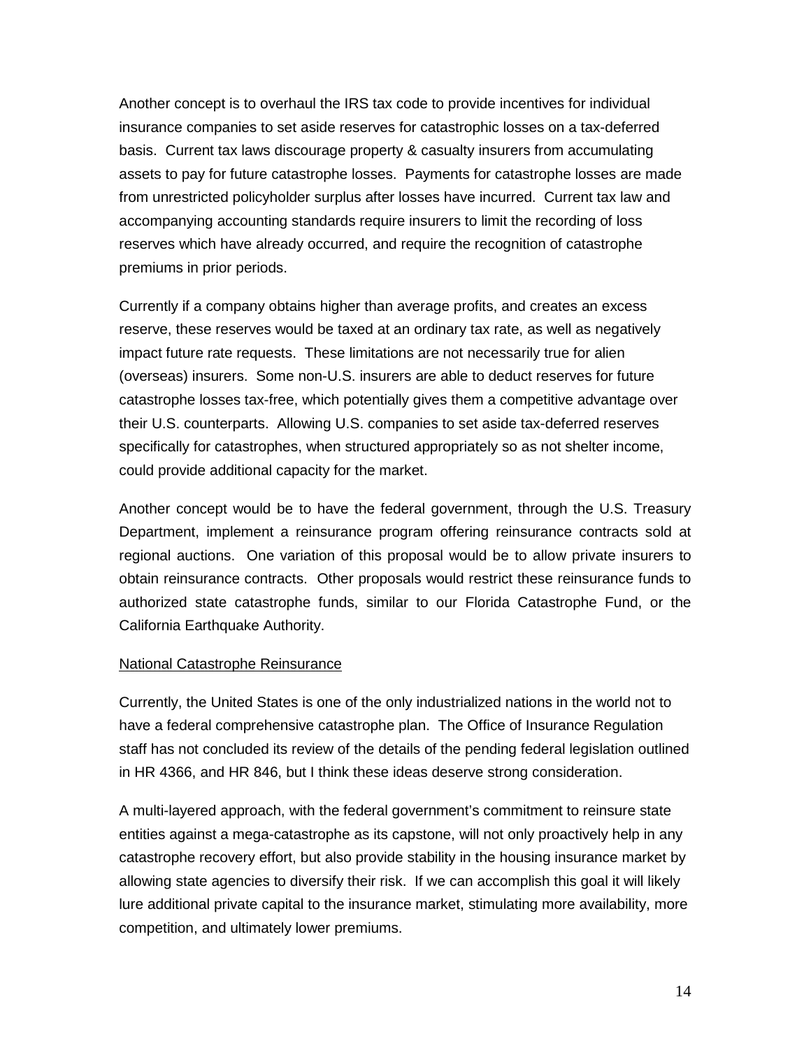Another concept is to overhaul the IRS tax code to provide incentives for individual insurance companies to set aside reserves for catastrophic losses on a tax-deferred basis. Current tax laws discourage property & casualty insurers from accumulating assets to pay for future catastrophe losses. Payments for catastrophe losses are made from unrestricted policyholder surplus after losses have incurred. Current tax law and accompanying accounting standards require insurers to limit the recording of loss reserves which have already occurred, and require the recognition of catastrophe premiums in prior periods.

Currently if a company obtains higher than average profits, and creates an excess reserve, these reserves would be taxed at an ordinary tax rate, as well as negatively impact future rate requests. These limitations are not necessarily true for alien (overseas) insurers. Some non-U.S. insurers are able to deduct reserves for future catastrophe losses tax-free, which potentially gives them a competitive advantage over their U.S. counterparts. Allowing U.S. companies to set aside tax-deferred reserves specifically for catastrophes, when structured appropriately so as not shelter income, could provide additional capacity for the market.

Another concept would be to have the federal government, through the U.S. Treasury Department, implement a reinsurance program offering reinsurance contracts sold at regional auctions. One variation of this proposal would be to allow private insurers to obtain reinsurance contracts. Other proposals would restrict these reinsurance funds to authorized state catastrophe funds, similar to our Florida Catastrophe Fund, or the California Earthquake Authority.

## National Catastrophe Reinsurance

Currently, the United States is one of the only industrialized nations in the world not to have a federal comprehensive catastrophe plan. The Office of Insurance Regulation staff has not concluded its review of the details of the pending federal legislation outlined in HR 4366, and HR 846, but I think these ideas deserve strong consideration.

A multi-layered approach, with the federal government's commitment to reinsure state entities against a mega-catastrophe as its capstone, will not only proactively help in any catastrophe recovery effort, but also provide stability in the housing insurance market by allowing state agencies to diversify their risk. If we can accomplish this goal it will likely lure additional private capital to the insurance market, stimulating more availability, more competition, and ultimately lower premiums.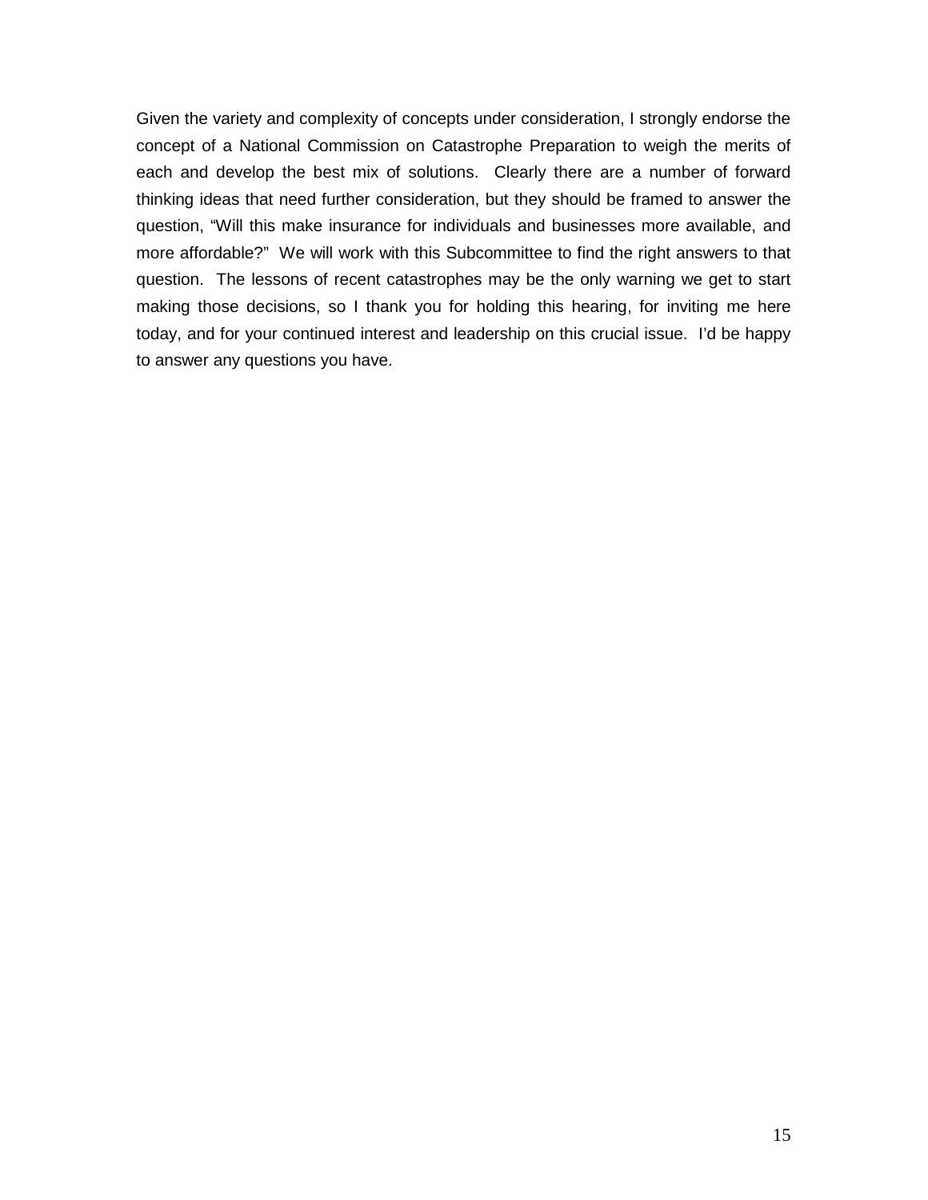Given the variety and complexity of concepts under consideration, I strongly endorse the concept of a National Commission on Catastrophe Preparation to weigh the merits of each and develop the best mix of solutions. Clearly there are a number of forward thinking ideas that need further consideration, but they should be framed to answer the question, "Will this make insurance for individuals and businesses more available, and more affordable?" We will work with this Subcommittee to find the right answers to that question. The lessons of recent catastrophes may be the only warning we get to start making those decisions, so I thank you for holding this hearing, for inviting me here today, and for your continued interest and leadership on this crucial issue. I'd be happy to answer any questions you have.